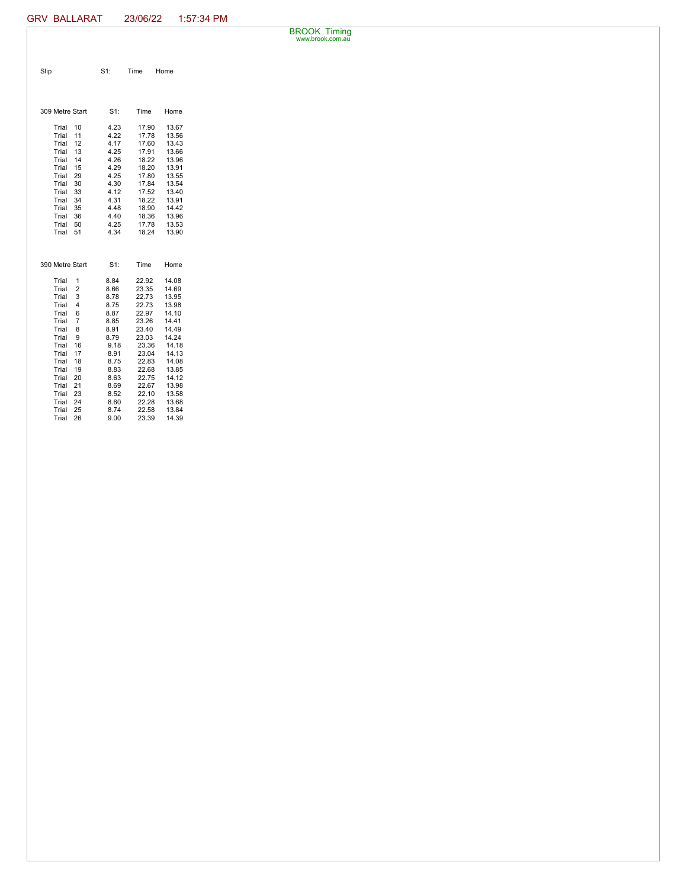GRV BALLARAT 23/06/22 1:57:34 PM

BROOK Timing
www.brook.com.au

| Slip | S1: | Time | Home |
|---|---|---|---|

| 309 Metre Start | S1: | Time | Home |
|---|---|---|---|
| Trial 10 | 4.23 | 17.90 | 13.67 |
| Trial 11 | 4.22 | 17.78 | 13.56 |
| Trial 12 | 4.17 | 17.60 | 13.43 |
| Trial 13 | 4.25 | 17.91 | 13.66 |
| Trial 14 | 4.26 | 18.22 | 13.96 |
| Trial 15 | 4.29 | 18.20 | 13.91 |
| Trial 29 | 4.25 | 17.80 | 13.55 |
| Trial 30 | 4.30 | 17.84 | 13.54 |
| Trial 33 | 4.12 | 17.52 | 13.40 |
| Trial 34 | 4.31 | 18.22 | 13.91 |
| Trial 35 | 4.48 | 18.90 | 14.42 |
| Trial 36 | 4.40 | 18.36 | 13.96 |
| Trial 50 | 4.25 | 17.78 | 13.53 |
| Trial 51 | 4.34 | 18.24 | 13.90 |

| 390 Metre Start | S1: | Time | Home |
|---|---|---|---|
| Trial 1 | 8.84 | 22.92 | 14.08 |
| Trial 2 | 8.66 | 23.35 | 14.69 |
| Trial 3 | 8.78 | 22.73 | 13.95 |
| Trial 4 | 8.75 | 22.73 | 13.98 |
| Trial 6 | 8.87 | 22.97 | 14.10 |
| Trial 7 | 8.85 | 23.26 | 14.41 |
| Trial 8 | 8.91 | 23.40 | 14.49 |
| Trial 9 | 8.79 | 23.03 | 14.24 |
| Trial 16 | 9.18 | 23.36 | 14.18 |
| Trial 17 | 8.91 | 23.04 | 14.13 |
| Trial 18 | 8.75 | 22.83 | 14.08 |
| Trial 19 | 8.83 | 22.68 | 13.85 |
| Trial 20 | 8.63 | 22.75 | 14.12 |
| Trial 21 | 8.69 | 22.67 | 13.98 |
| Trial 23 | 8.52 | 22.10 | 13.58 |
| Trial 24 | 8.60 | 22.28 | 13.68 |
| Trial 25 | 8.74 | 22.58 | 13.84 |
| Trial 26 | 9.00 | 23.39 | 14.39 |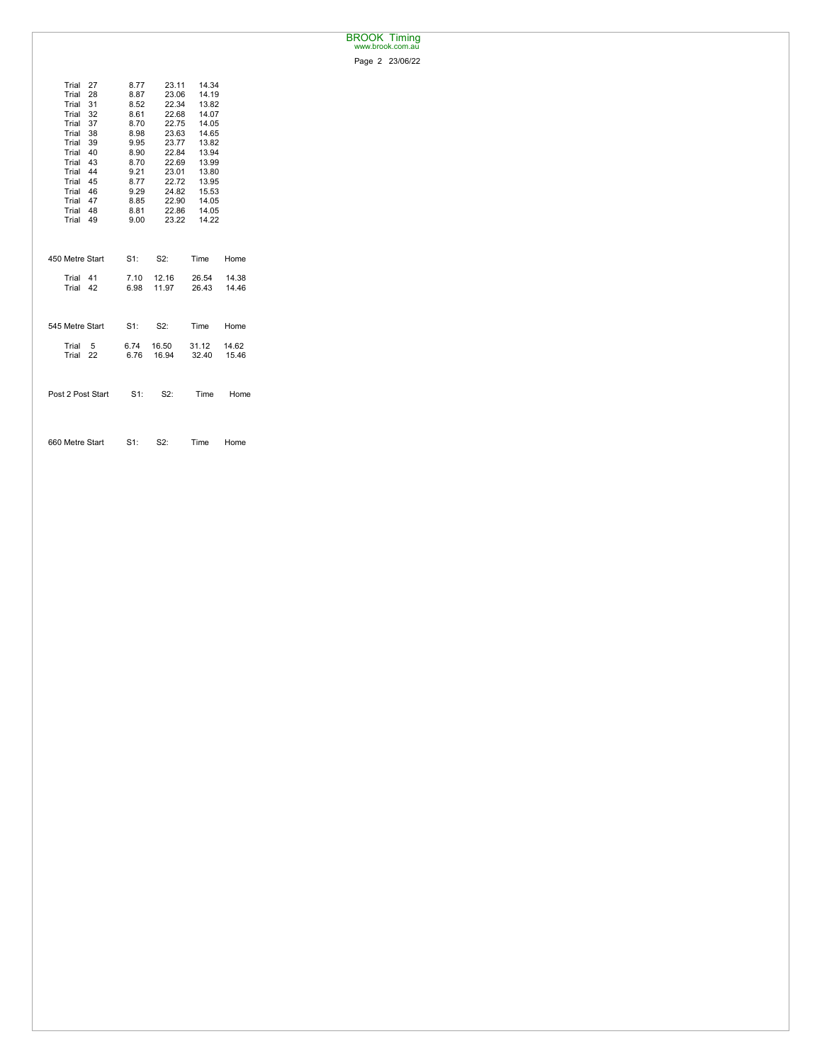| | | | |
|---|---|---|---|
| Trial 27 | 8.77 | 23.11 | 14.34 |
| Trial 28 | 8.87 | 23.06 | 14.19 |
| Trial 31 | 8.52 | 22.34 | 13.82 |
| Trial 32 | 8.61 | 22.68 | 14.07 |
| Trial 37 | 8.70 | 22.75 | 14.05 |
| Trial 38 | 8.98 | 23.63 | 14.65 |
| Trial 39 | 9.95 | 23.77 | 13.82 |
| Trial 40 | 8.90 | 22.84 | 13.94 |
| Trial 43 | 8.70 | 22.69 | 13.99 |
| Trial 44 | 9.21 | 23.01 | 13.80 |
| Trial 45 | 8.77 | 22.72 | 13.95 |
| Trial 46 | 9.29 | 24.82 | 15.53 |
| Trial 47 | 8.85 | 22.90 | 14.05 |
| Trial 48 | 8.81 | 22.86 | 14.05 |
| Trial 49 | 9.00 | 23.22 | 14.22 |

| 450 Metre Start | S1: | S2: | Time | Home |
|---|---|---|---|---|
| Trial 41 | 7.10 | 12.16 | 26.54 | 14.38 |
| Trial 42 | 6.98 | 11.97 | 26.43 | 14.46 |

| 545 Metre Start | S1: | S2: | Time | Home |
|---|---|---|---|---|
| Trial 5 | 6.74 | 16.50 | 31.12 | 14.62 |
| Trial 22 | 6.76 | 16.94 | 32.40 | 15.46 |

| Post 2 Post Start | S1: | S2: | Time | Home |
|---|---|---|---|---|

| 660 Metre Start | S1: | S2: | Time | Home |
|---|---|---|---|---|